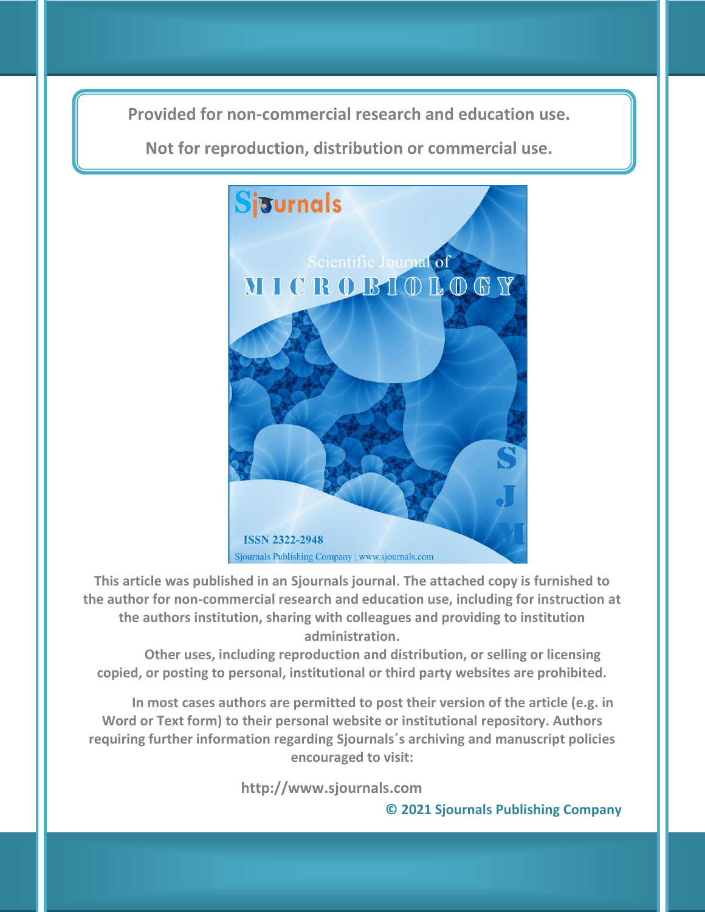Provided for non-commercial research and education use.

Not for reproduction, distribution or commercial use.

This article was published in an Sjournals journal. The attached copy is furnished to the author for non-commercial research and education use, including for instruction at the authors institution, sharing with colleagues and providing to institution administration.

Other uses, including reproduction and distribution, or selling or licensing copied, or posting to personal, institutional or third party websites are prohibited.

In most cases authors are permitted to post their version of the article (e.g. in Word or Text form) to their personal website or institutional repository. Authors requiring further information regarding Sjournals´s archiving and manuscript policies encouraged to visit:

http://www.sjournals.com

© 2021 Sjournals Publishing Company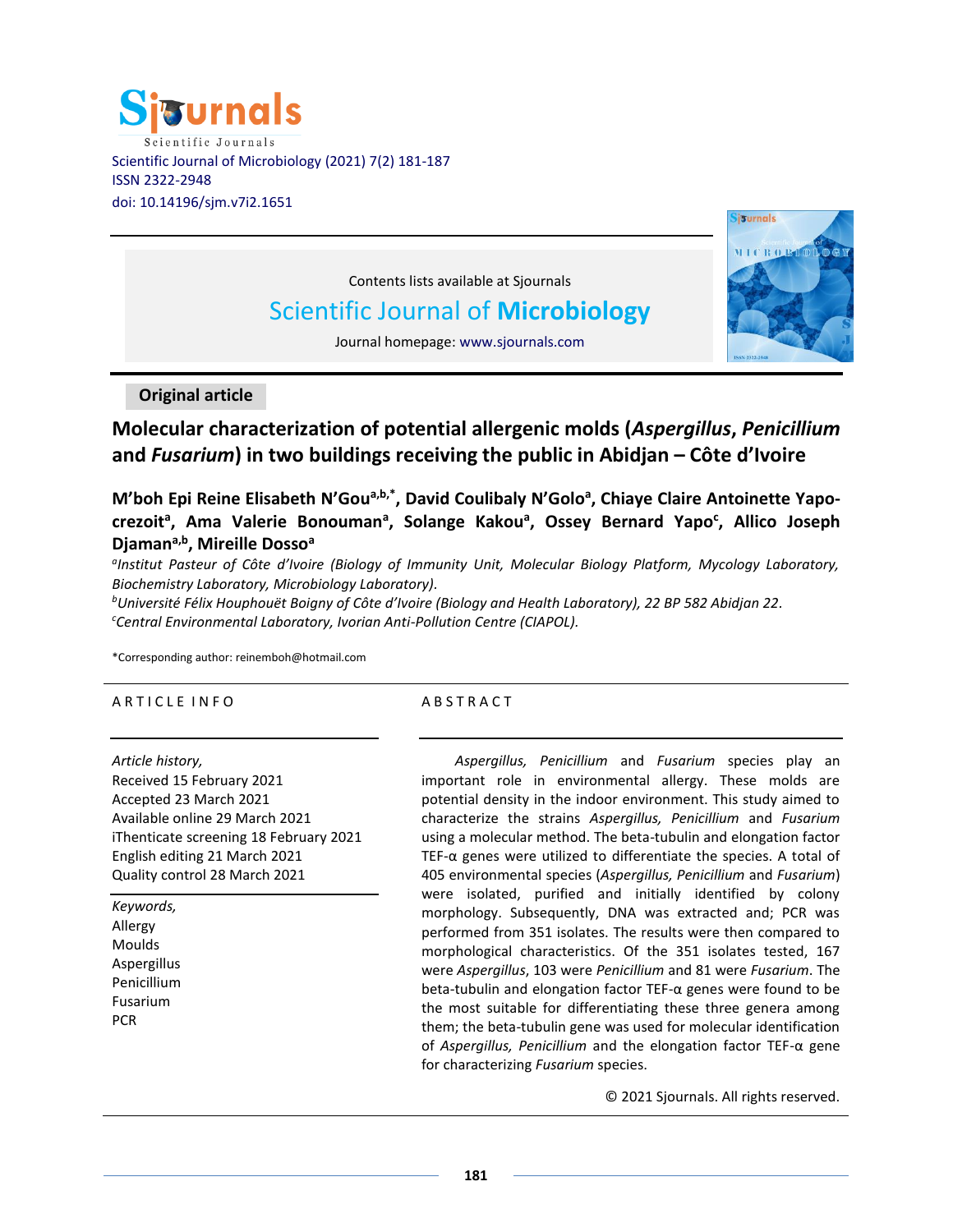Scientific Journal of Microbiology (2021) 7(2) 181-187
ISSN 2322-2948
doi: 10.14196/sjm.v7i2.1651

Contents lists available at Sjournals

Scientific Journal of **Microbiology**

Journal homepage: www.sjournals.com

**Original article**

# Molecular characterization of potential allergenic molds (*Aspergillus*, *Penicillium* and *Fusarium*) in two buildings receiving the public in Abidjan – Côte d'Ivoire

**M'boh Epi Reine Elisabeth N'Gou[a,b,*], David Coulibaly N'Golo[a], Chiaye Claire Antoinette Yapo-crezoit[a], Ama Valerie Bonouman[a], Solange Kakou[a], Ossey Bernard Yapo[c], Allico Joseph Djaman[a,b], Mireille Dosso[a]**

[a]*Institut Pasteur of Côte d'Ivoire (Biology of Immunity Unit, Molecular Biology Platform, Mycology Laboratory, Biochemistry Laboratory, Microbiology Laboratory).*

[b]*Université Félix Houphouët Boigny of Côte d'Ivoire (Biology and Health Laboratory), 22 BP 582 Abidjan 22.*

[c]*Central Environmental Laboratory, Ivorian Anti-Pollution Centre (CIAPOL).*

*Corresponding author: reinemboh@hotmail.com

## ARTICLE INFO

*Article history,*
Received 15 February 2021
Accepted 23 March 2021
Available online 29 March 2021
iThenticate screening 18 February 2021
English editing 21 March 2021
Quality control 28 March 2021

*Keywords,*
Allergy
Moulds
Aspergillus
Penicillium
Fusarium
PCR

## ABSTRACT

*Aspergillus, Penicillium* and *Fusarium* species play an important role in environmental allergy. These molds are potential density in the indoor environment. This study aimed to characterize the strains *Aspergillus, Penicillium* and *Fusarium* using a molecular method. The beta-tubulin and elongation factor TEF-α genes were utilized to differentiate the species. A total of 405 environmental species (*Aspergillus, Penicillium* and *Fusarium*) were isolated, purified and initially identified by colony morphology. Subsequently, DNA was extracted and; PCR was performed from 351 isolates. The results were then compared to morphological characteristics. Of the 351 isolates tested, 167 were *Aspergillus*, 103 were *Penicillium* and 81 were *Fusarium*. The beta-tubulin and elongation factor TEF-α genes were found to be the most suitable for differentiating these three genera among them; the beta-tubulin gene was used for molecular identification of *Aspergillus, Penicillium* and the elongation factor TEF-α gene for characterizing *Fusarium* species.

© 2021 Sjournals. All rights reserved.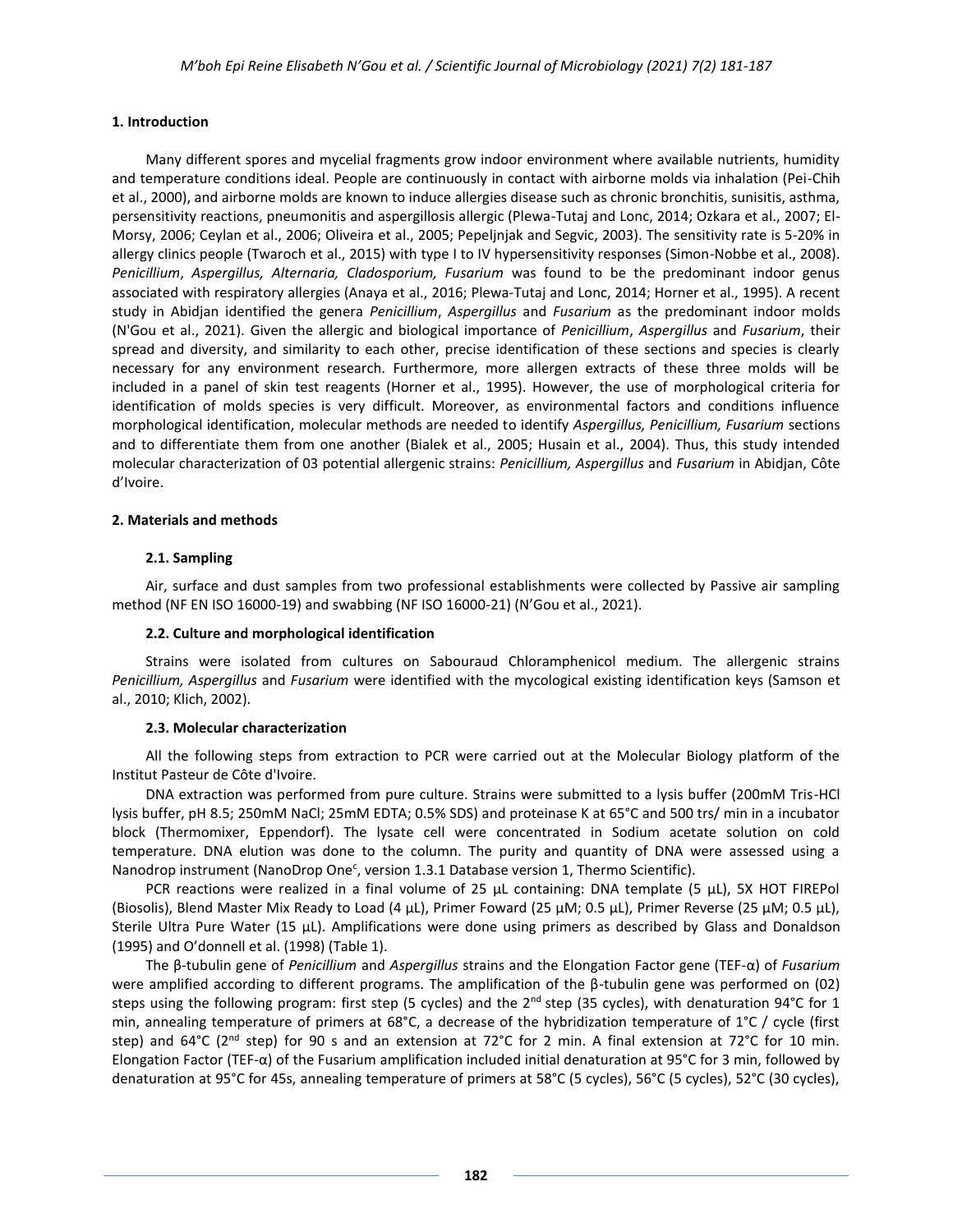## 1. Introduction

Many different spores and mycelial fragments grow indoor environment where available nutrients, humidity and temperature conditions ideal. People are continuously in contact with airborne molds via inhalation (Pei-Chih et al., 2000), and airborne molds are known to induce allergies disease such as chronic bronchitis, sunisitis, asthma, persensitivity reactions, pneumonitis and aspergillosis allergic (Plewa-Tutaj and Lonc, 2014; Ozkara et al., 2007; El-Morsy, 2006; Ceylan et al., 2006; Oliveira et al., 2005; Pepeljnjak and Segvic, 2003). The sensitivity rate is 5-20% in allergy clinics people (Twaroch et al., 2015) with type I to IV hypersensitivity responses (Simon-Nobbe et al., 2008). *Penicillium*, *Aspergillus, Alternaria, Cladosporium, Fusarium* was found to be the predominant indoor genus associated with respiratory allergies (Anaya et al., 2016; Plewa-Tutaj and Lonc, 2014; Horner et al., 1995). A recent study in Abidjan identified the genera *Penicillium*, *Aspergillus* and *Fusarium* as the predominant indoor molds (N'Gou et al., 2021). Given the allergic and biological importance of *Penicillium*, *Aspergillus* and *Fusarium*, their spread and diversity, and similarity to each other, precise identification of these sections and species is clearly necessary for any environment research. Furthermore, more allergen extracts of these three molds will be included in a panel of skin test reagents (Horner et al., 1995). However, the use of morphological criteria for identification of molds species is very difficult. Moreover, as environmental factors and conditions influence morphological identification, molecular methods are needed to identify *Aspergillus, Penicillium, Fusarium* sections and to differentiate them from one another (Bialek et al., 2005; Husain et al., 2004). Thus, this study intended molecular characterization of 03 potential allergenic strains: *Penicillium, Aspergillus* and *Fusarium* in Abidjan, Côte d'Ivoire.

## 2. Materials and methods

### 2.1. Sampling

Air, surface and dust samples from two professional establishments were collected by Passive air sampling method (NF EN ISO 16000-19) and swabbing (NF ISO 16000-21) (N'Gou et al., 2021).

### 2.2. Culture and morphological identification

Strains were isolated from cultures on Sabouraud Chloramphenicol medium. The allergenic strains *Penicillium, Aspergillus* and *Fusarium* were identified with the mycological existing identification keys (Samson et al., 2010; Klich, 2002).

### 2.3. Molecular characterization

All the following steps from extraction to PCR were carried out at the Molecular Biology platform of the Institut Pasteur de Côte d'Ivoire.

DNA extraction was performed from pure culture. Strains were submitted to a lysis buffer (200mM Tris-HCl lysis buffer, pH 8.5; 250mM NaCl; 25mM EDTA; 0.5% SDS) and proteinase K at 65°C and 500 trs/ min in a incubator block (Thermomixer, Eppendorf). The lysate cell were concentrated in Sodium acetate solution on cold temperature. DNA elution was done to the column. The purity and quantity of DNA were assessed using a Nanodrop instrument (NanoDrop One[c], version 1.3.1 Database version 1, Thermo Scientific).

PCR reactions were realized in a final volume of 25 µL containing: DNA template (5 µL), 5X HOT FIREPol (Biosolis), Blend Master Mix Ready to Load (4 µL), Primer Foward (25 µM; 0.5 µL), Primer Reverse (25 µM; 0.5 µL), Sterile Ultra Pure Water (15 µL). Amplifications were done using primers as described by Glass and Donaldson (1995) and O'donnell et al. (1998) (Table 1).

The β-tubulin gene of *Penicillium* and *Aspergillus* strains and the Elongation Factor gene (TEF-α) of *Fusarium* were amplified according to different programs. The amplification of the β-tubulin gene was performed on (02) steps using the following program: first step (5 cycles) and the 2[nd] step (35 cycles), with denaturation 94°C for 1 min, annealing temperature of primers at 68°C, a decrease of the hybridization temperature of 1°C / cycle (first step) and 64°C (2[nd] step) for 90 s and an extension at 72°C for 2 min. A final extension at 72°C for 10 min. Elongation Factor (TEF-α) of the Fusarium amplification included initial denaturation at 95°C for 3 min, followed by denaturation at 95°C for 45s, annealing temperature of primers at 58°C (5 cycles), 56°C (5 cycles), 52°C (30 cycles),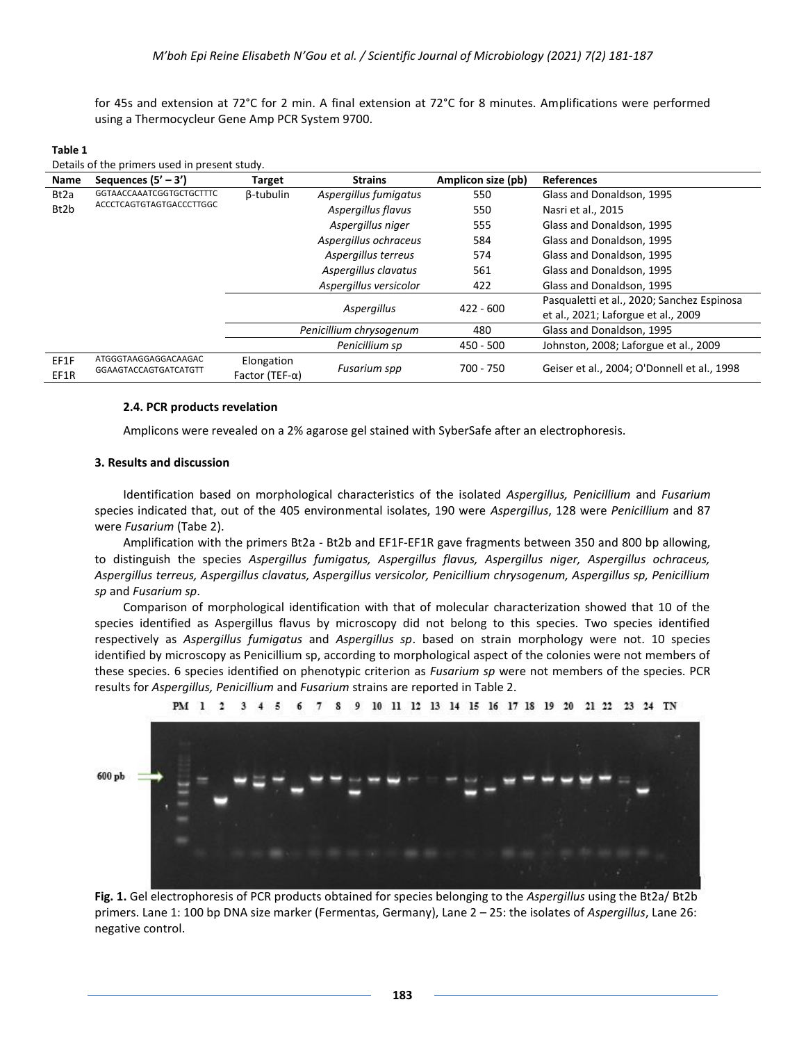for 45s and extension at 72°C for 2 min. A final extension at 72°C for 8 minutes. Amplifications were performed using a Thermocycleur Gene Amp PCR System 9700.

**Table 1**
Details of the primers used in present study.

| Name | Sequences (5' – 3') | Target | Strains | Amplicon size (pb) | References |
|---|---|---|---|---|---|
| Bt2a<br>Bt2b | GGTAACCAAATCGGTGCTGCTTTC<br>ACCCTCAGTGTAGTGACCCTTGGC | β-tubulin | *Aspergillus fumigatus* | 550 | Glass and Donaldson, 1995 |
| | | | *Aspergillus flavus* | 550 | Nasri et al., 2015 |
| | | | *Aspergillus niger* | 555 | Glass and Donaldson, 1995 |
| | | | *Aspergillus ochraceus* | 584 | Glass and Donaldson, 1995 |
| | | | *Aspergillus terreus* | 574 | Glass and Donaldson, 1995 |
| | | | *Aspergillus clavatus* | 561 | Glass and Donaldson, 1995 |
| | | | *Aspergillus versicolor* | 422 | Glass and Donaldson, 1995 |
| | | | *Aspergillus* | 422 - 600 | Pasqualetti et al., 2020; Sanchez Espinosa et al., 2021; Laforgue et al., 2009 |
| | | | *Penicillium chrysogenum* | 480 | Glass and Donaldson, 1995 |
| | | | *Penicillium sp* | 450 - 500 | Johnston, 2008; Laforgue et al., 2009 |
| EF1F<br>EF1R | ATGGGTAAGGAGGACAAGAC<br>GGAAGTACCAGTGATCATGTT | Elongation Factor (TEF-α) | *Fusarium spp* | 700 - 750 | Geiser et al., 2004; O'Donnell et al., 1998 |

### 2.4. PCR products revelation

Amplicons were revealed on a 2% agarose gel stained with SyberSafe after an electrophoresis.

## 3. Results and discussion

Identification based on morphological characteristics of the isolated *Aspergillus, Penicillium* and *Fusarium* species indicated that, out of the 405 environmental isolates, 190 were *Aspergillus*, 128 were *Penicillium* and 87 were *Fusarium* (Tabe 2).

Amplification with the primers Bt2a - Bt2b and EF1F-EF1R gave fragments between 350 and 800 bp allowing, to distinguish the species *Aspergillus fumigatus, Aspergillus flavus, Aspergillus niger, Aspergillus ochraceus, Aspergillus terreus, Aspergillus clavatus, Aspergillus versicolor, Penicillium chrysogenum, Aspergillus sp, Penicillium sp* and *Fusarium sp*.

Comparison of morphological identification with that of molecular characterization showed that 10 of the species identified as Aspergillus flavus by microscopy did not belong to this species. Two species identified respectively as *Aspergillus fumigatus* and *Aspergillus sp*. based on strain morphology were not. 10 species identified by microscopy as Penicillium sp, according to morphological aspect of the colonies were not members of these species. 6 species identified on phenotypic criterion as *Fusarium sp* were not members of the species. PCR results for *Aspergillus, Penicillium* and *Fusarium* strains are reported in Table 2.

**Fig. 1.** Gel electrophoresis of PCR products obtained for species belonging to the *Aspergillus* using the Bt2a/ Bt2b primers. Lane 1: 100 bp DNA size marker (Fermentas, Germany), Lane 2 – 25: the isolates of *Aspergillus*, Lane 26: negative control.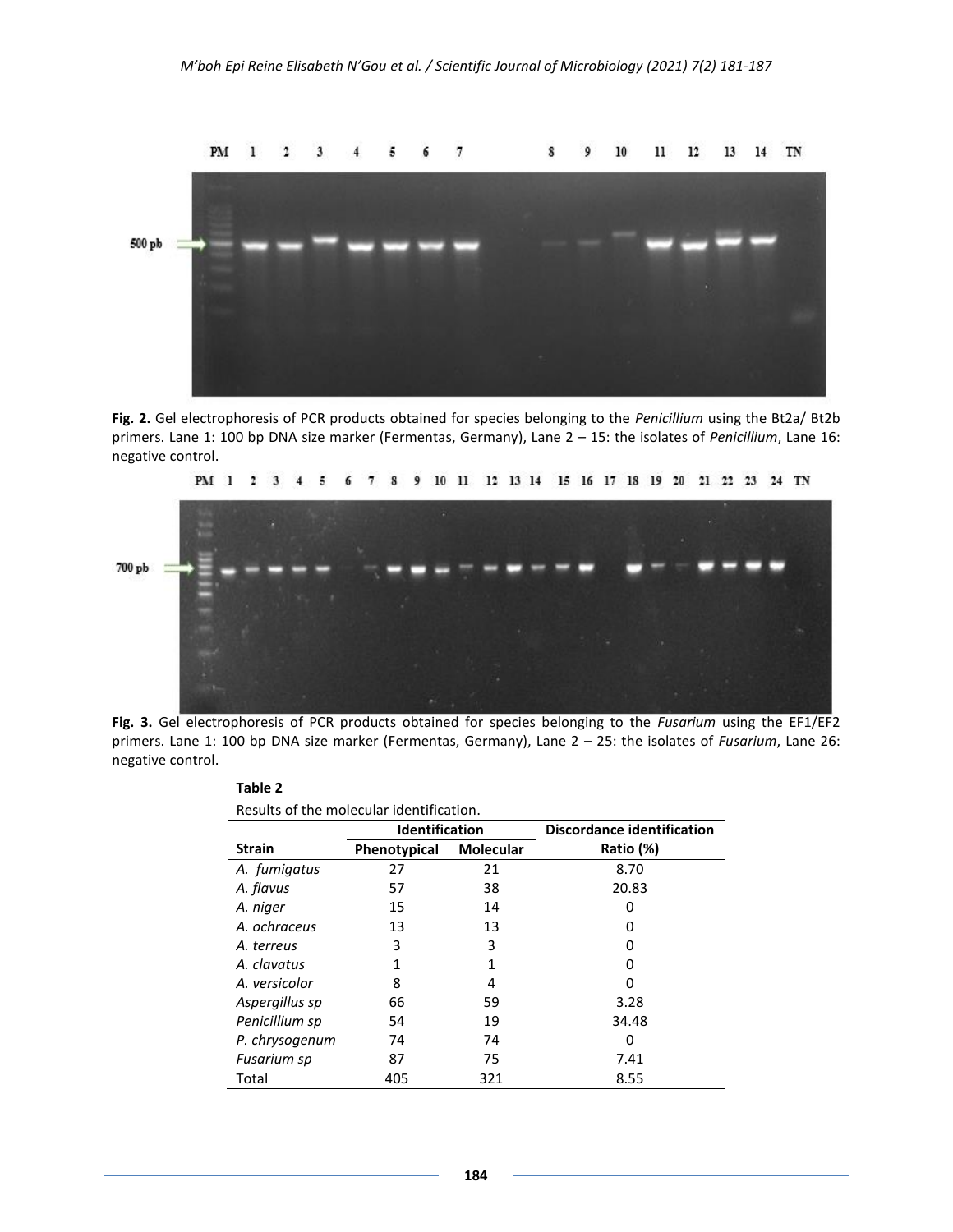**Fig. 2.** Gel electrophoresis of PCR products obtained for species belonging to the *Penicillium* using the Bt2a/ Bt2b primers. Lane 1: 100 bp DNA size marker (Fermentas, Germany), Lane 2 – 15: the isolates of *Penicillium*, Lane 16: negative control.

**Fig. 3.** Gel electrophoresis of PCR products obtained for species belonging to the *Fusarium* using the EF1/EF2 primers. Lane 1: 100 bp DNA size marker (Fermentas, Germany), Lane 2 – 25: the isolates of *Fusarium*, Lane 26: negative control.

**Table 2**

Results of the molecular identification.

| Strain | Identification | | Discordance identification |
|---|---|---|---|
| | Phenotypical | Molecular | Ratio (%) |
| *A. fumigatus* | 27 | 21 | 8.70 |
| *A. flavus* | 57 | 38 | 20.83 |
| *A. niger* | 15 | 14 | 0 |
| *A. ochraceus* | 13 | 13 | 0 |
| *A. terreus* | 3 | 3 | 0 |
| *A. clavatus* | 1 | 1 | 0 |
| *A. versicolor* | 8 | 4 | 0 |
| *Aspergillus sp* | 66 | 59 | 3.28 |
| *Penicillium sp* | 54 | 19 | 34.48 |
| *P. chrysogenum* | 74 | 74 | 0 |
| *Fusarium sp* | 87 | 75 | 7.41 |
| Total | 405 | 321 | 8.55 |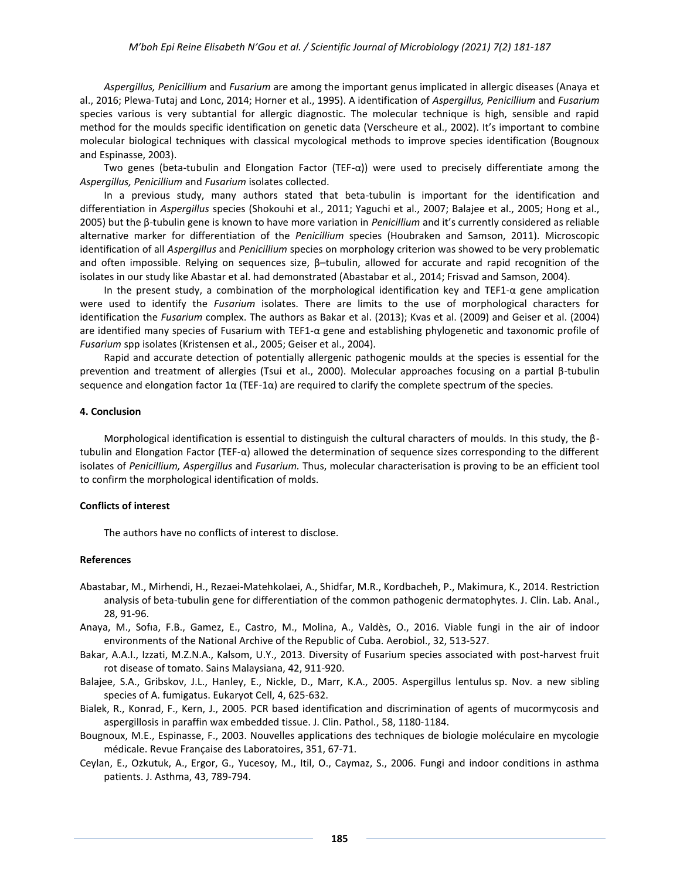*Aspergillus, Penicillium* and *Fusarium* are among the important genus implicated in allergic diseases (Anaya et al., 2016; Plewa-Tutaj and Lonc, 2014; Horner et al., 1995). A identification of *Aspergillus, Penicillium* and *Fusarium* species various is very subtantial for allergic diagnostic. The molecular technique is high, sensible and rapid method for the moulds specific identification on genetic data (Verscheure et al., 2002). It's important to combine molecular biological techniques with classical mycological methods to improve species identification (Bougnoux and Espinasse, 2003).

Two genes (beta-tubulin and Elongation Factor (TEF-α)) were used to precisely differentiate among the *Aspergillus, Penicillium* and *Fusarium* isolates collected.

In a previous study, many authors stated that beta-tubulin is important for the identification and differentiation in *Aspergillus* species (Shokouhi et al., 2011; Yaguchi et al., 2007; Balajee et al., 2005; Hong et al., 2005) but the β-tubulin gene is known to have more variation in *Penicillium* and it's currently considered as reliable alternative marker for differentiation of the *Penicillium* species (Houbraken and Samson, 2011). Microscopic identification of all *Aspergillus* and *Penicillium* species on morphology criterion was showed to be very problematic and often impossible. Relying on sequences size, β–tubulin, allowed for accurate and rapid recognition of the isolates in our study like Abastar et al. had demonstrated (Abastabar et al., 2014; Frisvad and Samson, 2004).

In the present study, a combination of the morphological identification key and TEF1-α gene amplication were used to identify the *Fusarium* isolates. There are limits to the use of morphological characters for identification the *Fusarium* complex. The authors as Bakar et al. (2013); Kvas et al. (2009) and Geiser et al. (2004) are identified many species of Fusarium with TEF1-α gene and establishing phylogenetic and taxonomic profile of *Fusarium* spp isolates (Kristensen et al., 2005; Geiser et al., 2004).

Rapid and accurate detection of potentially allergenic pathogenic moulds at the species is essential for the prevention and treatment of allergies (Tsui et al., 2000). Molecular approaches focusing on a partial β-tubulin sequence and elongation factor 1α (TEF-1α) are required to clarify the complete spectrum of the species.

## 4. Conclusion

Morphological identification is essential to distinguish the cultural characters of moulds. In this study, the β-tubulin and Elongation Factor (TEF-α) allowed the determination of sequence sizes corresponding to the different isolates of *Penicillium, Aspergillus* and *Fusarium.* Thus, molecular characterisation is proving to be an efficient tool to confirm the morphological identification of molds.

## Conflicts of interest

The authors have no conflicts of interest to disclose.

## References

Abastabar, M., Mirhendi, H., Rezaei-Matehkolaei, A., Shidfar, M.R., Kordbacheh, P., Makimura, K., 2014. Restriction analysis of beta-tubulin gene for differentiation of the common pathogenic dermatophytes. J. Clin. Lab. Anal., 28, 91-96.

Anaya, M., Sofıa, F.B., Gamez, E., Castro, M., Molina, A., Valdès, O., 2016. Viable fungi in the air of indoor environments of the National Archive of the Republic of Cuba. Aerobiol., 32, 513-527.

Bakar, A.A.I., Izzati, M.Z.N.A., Kalsom, U.Y., 2013. Diversity of Fusarium species associated with post-harvest fruit rot disease of tomato. Sains Malaysiana, 42, 911-920.

Balajee, S.A., Gribskov, J.L., Hanley, E., Nickle, D., Marr, K.A., 2005. Aspergillus lentulus sp. Nov. a new sibling species of A. fumigatus. Eukaryot Cell, 4, 625-632.

Bialek, R., Konrad, F., Kern, J., 2005. PCR based identification and discrimination of agents of mucormycosis and aspergillosis in paraffin wax embedded tissue. J. Clin. Pathol., 58, 1180-1184.

Bougnoux, M.E., Espinasse, F., 2003. Nouvelles applications des techniques de biologie moléculaire en mycologie médicale. Revue Française des Laboratoires, 351, 67-71.

Ceylan, E., Ozkutuk, A., Ergor, G., Yucesoy, M., Itil, O., Caymaz, S., 2006. Fungi and indoor conditions in asthma patients. J. Asthma, 43, 789-794.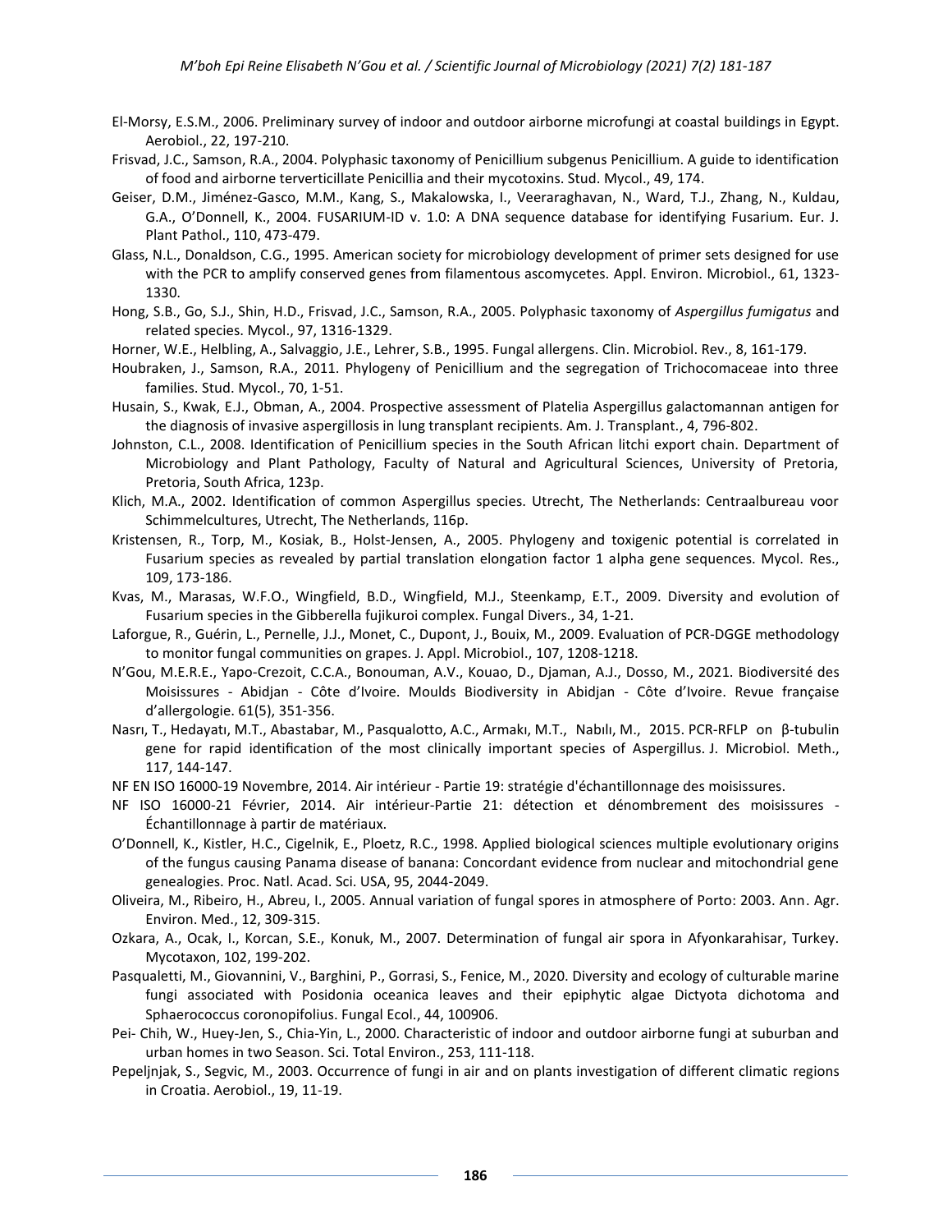El-Morsy, E.S.M., 2006. Preliminary survey of indoor and outdoor airborne microfungi at coastal buildings in Egypt. Aerobiol., 22, 197-210.

Frisvad, J.C., Samson, R.A., 2004. Polyphasic taxonomy of Penicillium subgenus Penicillium. A guide to identification of food and airborne terverticillate Penicillia and their mycotoxins. Stud. Mycol., 49, 174.

Geiser, D.M., Jiménez-Gasco, M.M., Kang, S., Makalowska, I., Veeraraghavan, N., Ward, T.J., Zhang, N., Kuldau, G.A., O'Donnell, K., 2004. FUSARIUM-ID v. 1.0: A DNA sequence database for identifying Fusarium. Eur. J. Plant Pathol., 110, 473-479.

Glass, N.L., Donaldson, C.G., 1995. American society for microbiology development of primer sets designed for use with the PCR to amplify conserved genes from filamentous ascomycetes. Appl. Environ. Microbiol., 61, 1323-1330.

Hong, S.B., Go, S.J., Shin, H.D., Frisvad, J.C., Samson, R.A., 2005. Polyphasic taxonomy of *Aspergillus fumigatus* and related species. Mycol., 97, 1316-1329.

Horner, W.E., Helbling, A., Salvaggio, J.E., Lehrer, S.B., 1995. Fungal allergens. Clin. Microbiol. Rev., 8, 161-179.

Houbraken, J., Samson, R.A., 2011. Phylogeny of Penicillium and the segregation of Trichocomaceae into three families. Stud. Mycol., 70, 1-51.

Husain, S., Kwak, E.J., Obman, A., 2004. Prospective assessment of Platelia Aspergillus galactomannan antigen for the diagnosis of invasive aspergillosis in lung transplant recipients. Am. J. Transplant., 4, 796-802.

Johnston, C.L., 2008. Identification of Penicillium species in the South African litchi export chain. Department of Microbiology and Plant Pathology, Faculty of Natural and Agricultural Sciences, University of Pretoria, Pretoria, South Africa, 123p.

Klich, M.A., 2002. Identification of common Aspergillus species. Utrecht, The Netherlands: Centraalbureau voor Schimmelcultures, Utrecht, The Netherlands, 116p.

Kristensen, R., Torp, M., Kosiak, B., Holst-Jensen, A., 2005. Phylogeny and toxigenic potential is correlated in Fusarium species as revealed by partial translation elongation factor 1 alpha gene sequences. Mycol. Res., 109, 173-186.

Kvas, M., Marasas, W.F.O., Wingfield, B.D., Wingfield, M.J., Steenkamp, E.T., 2009. Diversity and evolution of Fusarium species in the Gibberella fujikuroi complex. Fungal Divers., 34, 1-21.

Laforgue, R., Guérin, L., Pernelle, J.J., Monet, C., Dupont, J., Bouix, M., 2009. Evaluation of PCR-DGGE methodology to monitor fungal communities on grapes. J. Appl. Microbiol., 107, 1208-1218.

N'Gou, M.E.R.E., Yapo-Crezoit, C.C.A., Bonouman, A.V., Kouao, D., Djaman, A.J., Dosso, M., 2021. Biodiversité des Moisissures - Abidjan - Côte d'Ivoire. Moulds Biodiversity in Abidjan - Côte d'Ivoire. Revue française d'allergologie. 61(5), 351-356.

Nasrı, T., Hedayatı, M.T., Abastabar, M., Pasqualotto, A.C., Armakı, M.T., Nabılı, M., 2015. PCR-RFLP on β-tubulin gene for rapid identification of the most clinically important species of Aspergillus. J. Microbiol. Meth., 117, 144-147.

NF EN ISO 16000-19 Novembre, 2014. Air intérieur - Partie 19: stratégie d'échantillonnage des moisissures.

NF ISO 16000-21 Février, 2014. Air intérieur-Partie 21: détection et dénombrement des moisissures - Échantillonnage à partir de matériaux.

O'Donnell, K., Kistler, H.C., Cigelnik, E., Ploetz, R.C., 1998. Applied biological sciences multiple evolutionary origins of the fungus causing Panama disease of banana: Concordant evidence from nuclear and mitochondrial gene genealogies. Proc. Natl. Acad. Sci. USA, 95, 2044-2049.

Oliveira, M., Ribeiro, H., Abreu, I., 2005. Annual variation of fungal spores in atmosphere of Porto: 2003. Ann. Agr. Environ. Med., 12, 309-315.

Ozkara, A., Ocak, I., Korcan, S.E., Konuk, M., 2007. Determination of fungal air spora in Afyonkarahisar, Turkey. Mycotaxon, 102, 199-202.

Pasqualetti, M., Giovannini, V., Barghini, P., Gorrasi, S., Fenice, M., 2020. Diversity and ecology of culturable marine fungi associated with Posidonia oceanica leaves and their epiphytic algae Dictyota dichotoma and Sphaerococcus coronopifolius. Fungal Ecol., 44, 100906.

Pei- Chih, W., Huey-Jen, S., Chia-Yin, L., 2000. Characteristic of indoor and outdoor airborne fungi at suburban and urban homes in two Season. Sci. Total Environ., 253, 111-118.

Pepeljnjak, S., Segvic, M., 2003. Occurrence of fungi in air and on plants investigation of different climatic regions in Croatia. Aerobiol., 19, 11-19.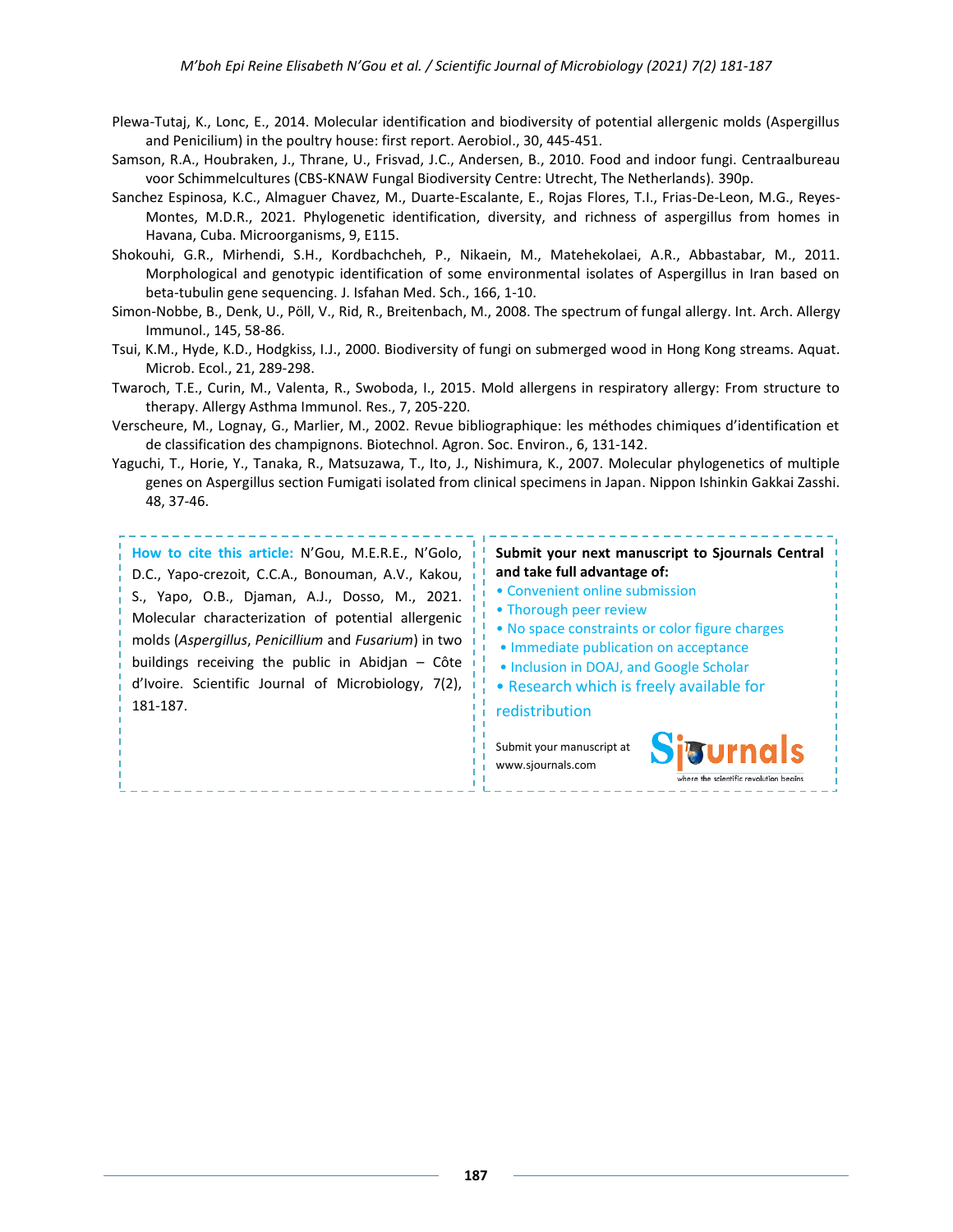Plewa-Tutaj, K., Lonc, E., 2014. Molecular identification and biodiversity of potential allergenic molds (Aspergillus and Penicilium) in the poultry house: first report. Aerobiol., 30, 445-451.

Samson, R.A., Houbraken, J., Thrane, U., Frisvad, J.C., Andersen, B., 2010. Food and indoor fungi. Centraalbureau voor Schimmelcultures (CBS-KNAW Fungal Biodiversity Centre: Utrecht, The Netherlands). 390p.

Sanchez Espinosa, K.C., Almaguer Chavez, M., Duarte-Escalante, E., Rojas Flores, T.I., Frias-De-Leon, M.G., Reyes-Montes, M.D.R., 2021. Phylogenetic identification, diversity, and richness of aspergillus from homes in Havana, Cuba. Microorganisms, 9, E115.

Shokouhi, G.R., Mirhendi, S.H., Kordbachcheh, P., Nikaein, M., Matehekolaei, A.R., Abbastabar, M., 2011. Morphological and genotypic identification of some environmental isolates of Aspergillus in Iran based on beta-tubulin gene sequencing. J. Isfahan Med. Sch., 166, 1-10.

Simon-Nobbe, B., Denk, U., Pöll, V., Rid, R., Breitenbach, M., 2008. The spectrum of fungal allergy. Int. Arch. Allergy Immunol., 145, 58-86.

Tsui, K.M., Hyde, K.D., Hodgkiss, I.J., 2000. Biodiversity of fungi on submerged wood in Hong Kong streams. Aquat. Microb. Ecol., 21, 289-298.

Twaroch, T.E., Curin, M., Valenta, R., Swoboda, I., 2015. Mold allergens in respiratory allergy: From structure to therapy. Allergy Asthma Immunol. Res., 7, 205-220.

Verscheure, M., Lognay, G., Marlier, M., 2002. Revue bibliographique: les méthodes chimiques d'identification et de classification des champignons. Biotechnol. Agron. Soc. Environ., 6, 131-142.

Yaguchi, T., Horie, Y., Tanaka, R., Matsuzawa, T., Ito, J., Nishimura, K., 2007. Molecular phylogenetics of multiple genes on Aspergillus section Fumigati isolated from clinical specimens in Japan. Nippon Ishinkin Gakkai Zasshi. 48, 37-46.

**How to cite this article:** N'Gou, M.E.R.E., N'Golo, D.C., Yapo-crezoit, C.C.A., Bonouman, A.V., Kakou, S., Yapo, O.B., Djaman, A.J., Dosso, M., 2021. Molecular characterization of potential allergenic molds (*Aspergillus*, *Penicillium* and *Fusarium*) in two buildings receiving the public in Abidjan – Côte d'Ivoire. Scientific Journal of Microbiology, 7(2), 181-187.

**Submit your next manuscript to Sjournals Central and take full advantage of:**

- Convenient online submission
- Thorough peer review
- No space constraints or color figure charges
- Immediate publication on acceptance
- Inclusion in DOAJ, and Google Scholar
- Research which is freely available for redistribution

Submit your manuscript at www.sjournals.com

Sjournals
where the scientific revolution begins